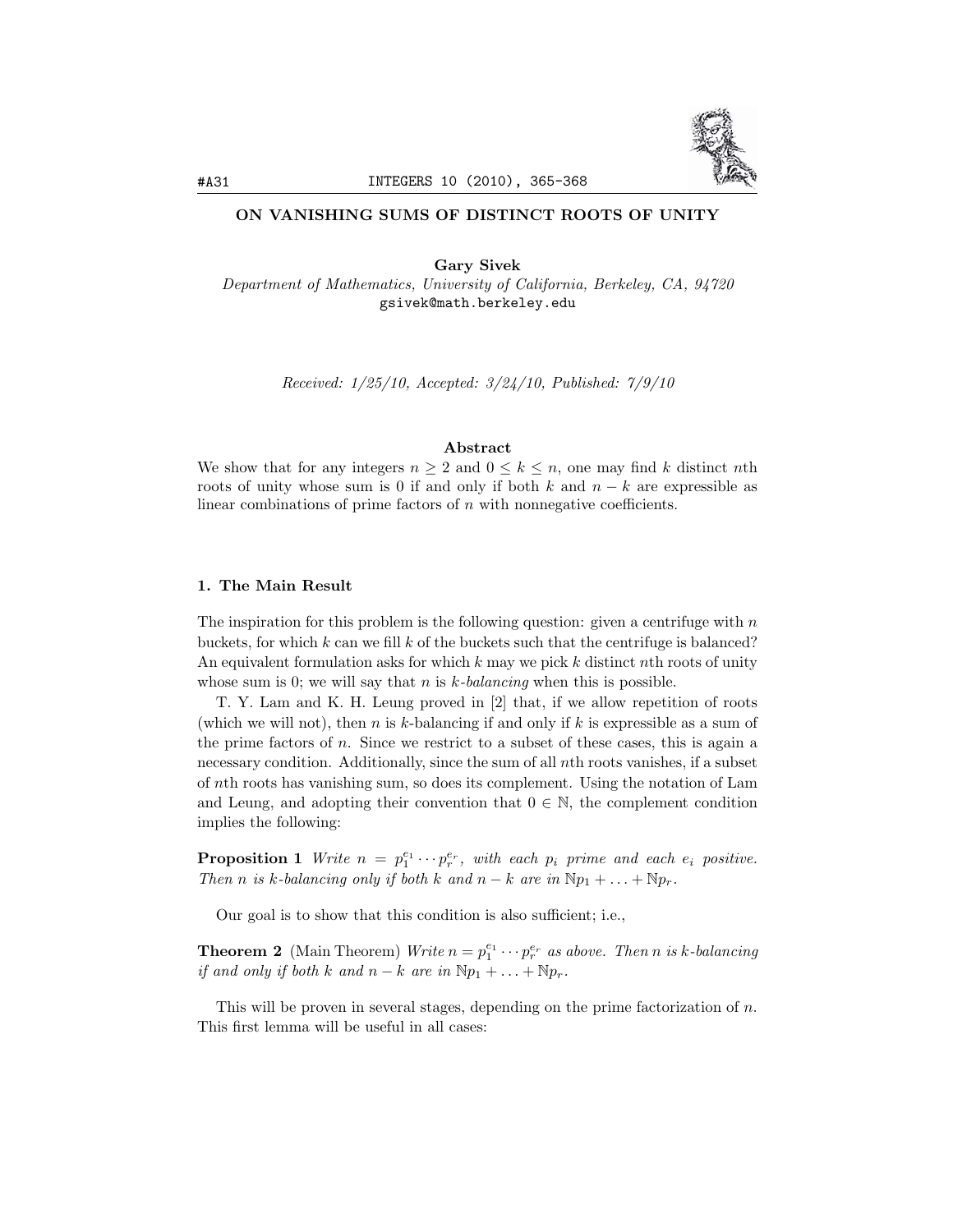## ON VANISHING SUMS OF DISTINCT ROOTS OF UNITY

**Gary Sivek**
*Department of Mathematics, University of California, Berkeley, CA, 94720*
gsivek@math.berkeley.edu

*Received: 1/25/10, Accepted: 3/24/10, Published: 7/9/10*

### Abstract

We show that for any integers $n \geq 2$ and $0 \leq k \leq n$, one may find $k$ distinct $n$th roots of unity whose sum is 0 if and only if both $k$ and $n-k$ are expressible as linear combinations of prime factors of $n$ with nonnegative coefficients.

### 1. The Main Result

The inspiration for this problem is the following question: given a centrifuge with $n$ buckets, for which $k$ can we fill $k$ of the buckets such that the centrifuge is balanced? An equivalent formulation asks for which $k$ may we pick $k$ distinct $n$th roots of unity whose sum is 0; we will say that $n$ is *$k$-balancing* when this is possible.

T. Y. Lam and K. H. Leung proved in [2] that, if we allow repetition of roots (which we will not), then $n$ is $k$-balancing if and only if $k$ is expressible as a sum of the prime factors of $n$. Since we restrict to a subset of these cases, this is again a necessary condition. Additionally, since the sum of all $n$th roots vanishes, if a subset of $n$th roots has vanishing sum, so does its complement. Using the notation of Lam and Leung, and adopting their convention that $0 \in \mathbb{N}$, the complement condition implies the following:

**Proposition 1** *Write $n = p_1^{e_1} \cdots p_r^{e_r}$, with each $p_i$ prime and each $e_i$ positive. Then $n$ is $k$-balancing only if both $k$ and $n-k$ are in $\mathbb{N}p_1 + \ldots + \mathbb{N}p_r$.*

Our goal is to show that this condition is also sufficient; i.e.,

**Theorem 2** (Main Theorem) *Write $n = p_1^{e_1} \cdots p_r^{e_r}$ as above. Then $n$ is $k$-balancing if and only if both $k$ and $n-k$ are in $\mathbb{N}p_1 + \ldots + \mathbb{N}p_r$.*

This will be proven in several stages, depending on the prime factorization of $n$. This first lemma will be useful in all cases: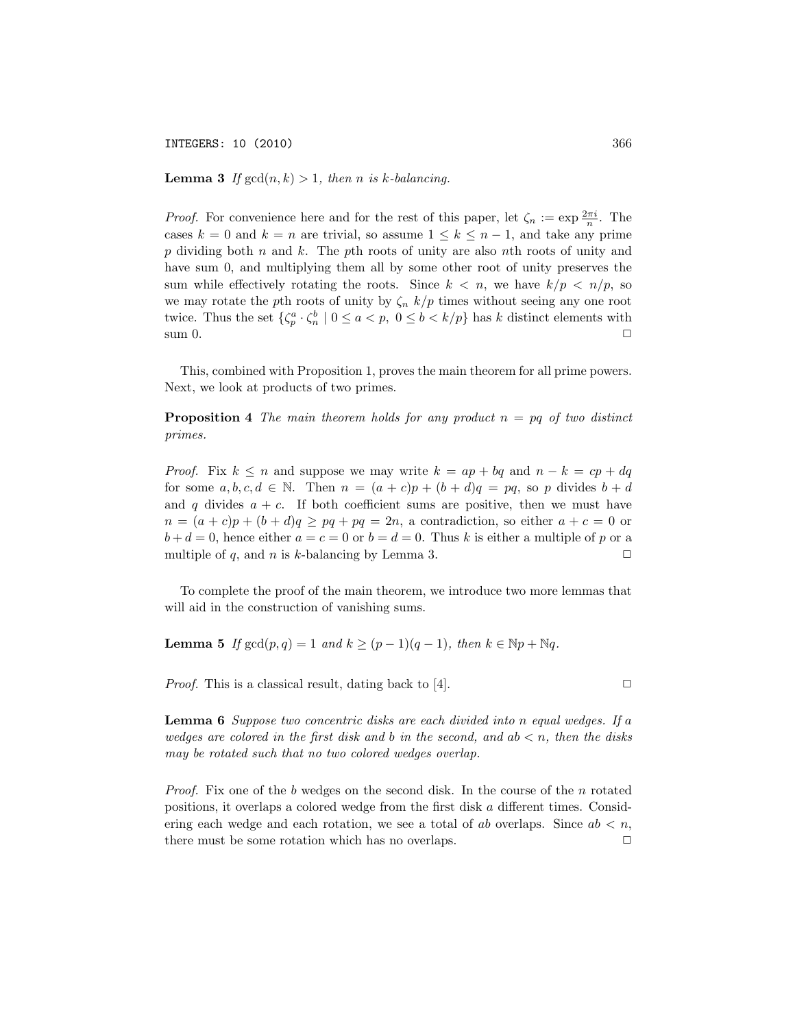**Lemma 3** *If $\gcd(n, k) > 1$, then $n$ is $k$-balancing.*

*Proof.* For convenience here and for the rest of this paper, let $\zeta_n := \exp \frac{2\pi i}{n}$. The cases $k = 0$ and $k = n$ are trivial, so assume $1 \leq k \leq n-1$, and take any prime $p$ dividing both $n$ and $k$. The $p$th roots of unity are also $n$th roots of unity and have sum 0, and multiplying them all by some other root of unity preserves the sum while effectively rotating the roots. Since $k < n$, we have $k/p < n/p$, so we may rotate the $p$th roots of unity by $\zeta_n$ $k/p$ times without seeing any one root twice. Thus the set $\{\zeta_p^a \cdot \zeta_n^b \mid 0 \leq a < p,\ 0 \leq b < k/p\}$ has $k$ distinct elements with sum 0. $\square$

This, combined with Proposition 1, proves the main theorem for all prime powers. Next, we look at products of two primes.

**Proposition 4** *The main theorem holds for any product $n = pq$ of two distinct primes.*

*Proof.* Fix $k \leq n$ and suppose we may write $k = ap + bq$ and $n - k = cp + dq$ for some $a, b, c, d \in \mathbb{N}$. Then $n = (a+c)p + (b+d)q = pq$, so $p$ divides $b + d$ and $q$ divides $a + c$. If both coefficient sums are positive, then we must have $n = (a+c)p + (b+d)q \geq pq + pq = 2n$, a contradiction, so either $a + c = 0$ or $b + d = 0$, hence either $a = c = 0$ or $b = d = 0$. Thus $k$ is either a multiple of $p$ or a multiple of $q$, and $n$ is $k$-balancing by Lemma 3. $\square$

To complete the proof of the main theorem, we introduce two more lemmas that will aid in the construction of vanishing sums.

**Lemma 5** *If $\gcd(p, q) = 1$ and $k \geq (p-1)(q-1)$, then $k \in \mathbb{N}p + \mathbb{N}q$.*

*Proof.* This is a classical result, dating back to [4]. $\square$

**Lemma 6** *Suppose two concentric disks are each divided into $n$ equal wedges. If $a$ wedges are colored in the first disk and $b$ in the second, and $ab < n$, then the disks may be rotated such that no two colored wedges overlap.*

*Proof.* Fix one of the $b$ wedges on the second disk. In the course of the $n$ rotated positions, it overlaps a colored wedge from the first disk $a$ different times. Considering each wedge and each rotation, we see a total of $ab$ overlaps. Since $ab < n$, there must be some rotation which has no overlaps. $\square$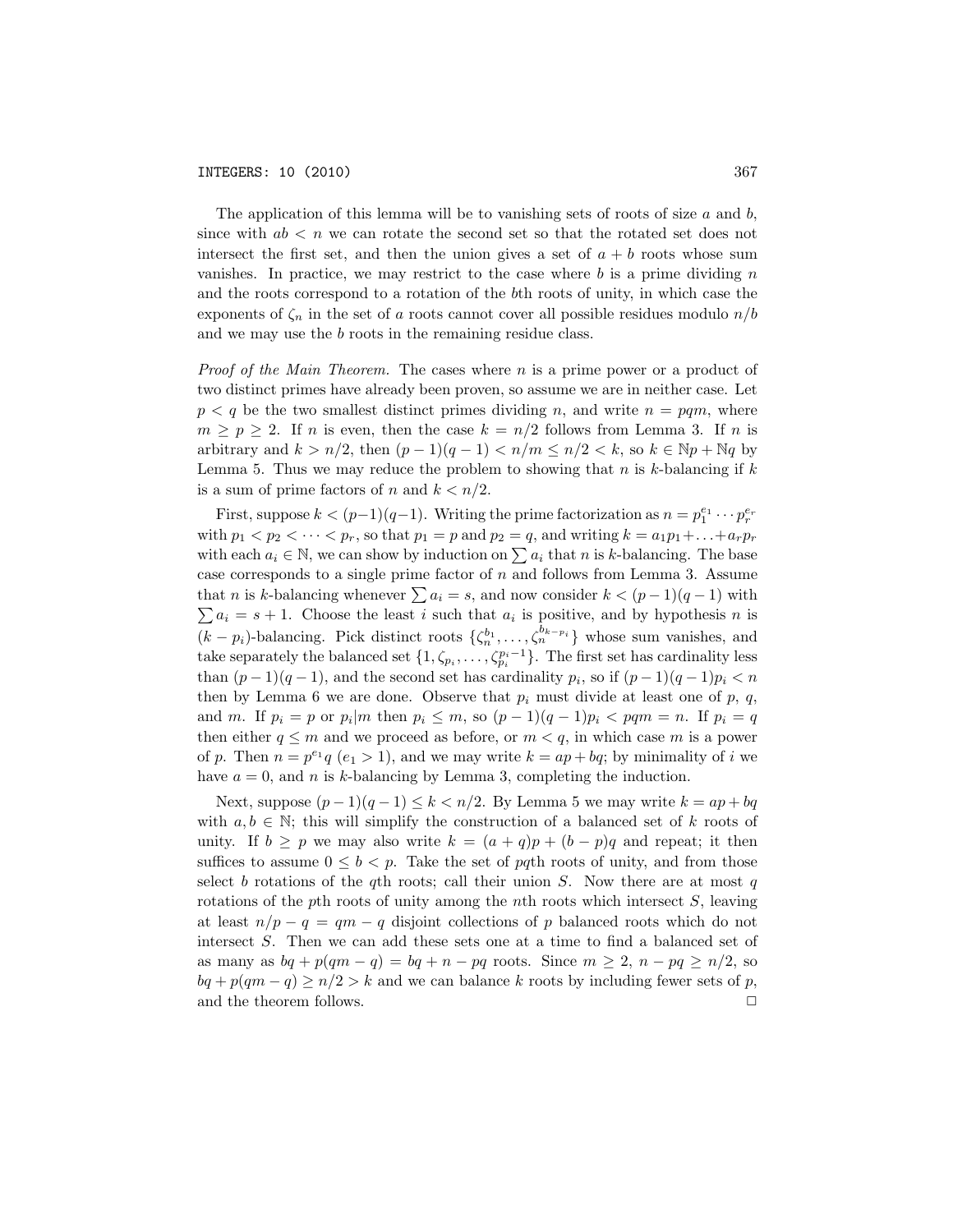The application of this lemma will be to vanishing sets of roots of size $a$ and $b$, since with $ab < n$ we can rotate the second set so that the rotated set does not intersect the first set, and then the union gives a set of $a + b$ roots whose sum vanishes. In practice, we may restrict to the case where $b$ is a prime dividing $n$ and the roots correspond to a rotation of the $b$th roots of unity, in which case the exponents of $\zeta_n$ in the set of $a$ roots cannot cover all possible residues modulo $n/b$ and we may use the $b$ roots in the remaining residue class.

*Proof of the Main Theorem.* The cases where $n$ is a prime power or a product of two distinct primes have already been proven, so assume we are in neither case. Let $p < q$ be the two smallest distinct primes dividing $n$, and write $n = pqm$, where $m \geq p \geq 2$. If $n$ is even, then the case $k = n/2$ follows from Lemma 3. If $n$ is arbitrary and $k > n/2$, then $(p-1)(q-1) < n/m \leq n/2 < k$, so $k \in \mathbb{N}p + \mathbb{N}q$ by Lemma 5. Thus we may reduce the problem to showing that $n$ is $k$-balancing if $k$ is a sum of prime factors of $n$ and $k < n/2$.

First, suppose $k < (p-1)(q-1)$. Writing the prime factorization as $n = p_1^{e_1} \cdots p_r^{e_r}$ with $p_1 < p_2 < \cdots < p_r$, so that $p_1 = p$ and $p_2 = q$, and writing $k = a_1p_1 + \ldots + a_rp_r$ with each $a_i \in \mathbb{N}$, we can show by induction on $\sum a_i$ that $n$ is $k$-balancing. The base case corresponds to a single prime factor of $n$ and follows from Lemma 3. Assume that $n$ is $k$-balancing whenever $\sum a_i = s$, and now consider $k < (p-1)(q-1)$ with $\sum a_i = s + 1$. Choose the least $i$ such that $a_i$ is positive, and by hypothesis $n$ is $(k - p_i)$-balancing. Pick distinct roots $\{\zeta_n^{b_1}, \ldots, \zeta_n^{b_{k-p_i}}\}$ whose sum vanishes, and take separately the balanced set $\{1, \zeta_{p_i}, \ldots, \zeta_{p_i}^{p_i-1}\}$. The first set has cardinality less than $(p-1)(q-1)$, and the second set has cardinality $p_i$, so if $(p-1)(q-1)p_i < n$ then by Lemma 6 we are done. Observe that $p_i$ must divide at least one of $p$, $q$, and $m$. If $p_i = p$ or $p_i | m$ then $p_i \leq m$, so $(p-1)(q-1)p_i < pqm = n$. If $p_i = q$ then either $q \leq m$ and we proceed as before, or $m < q$, in which case $m$ is a power of $p$. Then $n = p^{e_1}q$ ($e_1 > 1$), and we may write $k = ap + bq$; by minimality of $i$ we have $a = 0$, and $n$ is $k$-balancing by Lemma 3, completing the induction.

Next, suppose $(p-1)(q-1) \leq k < n/2$. By Lemma 5 we may write $k = ap + bq$ with $a, b \in \mathbb{N}$; this will simplify the construction of a balanced set of $k$ roots of unity. If $b \geq p$ we may also write $k = (a + q)p + (b - p)q$ and repeat; it then suffices to assume $0 \leq b < p$. Take the set of $pq$th roots of unity, and from those select $b$ rotations of the $q$th roots; call their union $S$. Now there are at most $q$ rotations of the $p$th roots of unity among the $n$th roots which intersect $S$, leaving at least $n/p - q = qm - q$ disjoint collections of $p$ balanced roots which do not intersect $S$. Then we can add these sets one at a time to find a balanced set of as many as $bq + p(qm - q) = bq + n - pq$ roots. Since $m \geq 2$, $n - pq \geq n/2$, so $bq + p(qm - q) \geq n/2 > k$ and we can balance $k$ roots by including fewer sets of $p$, and the theorem follows. $\square$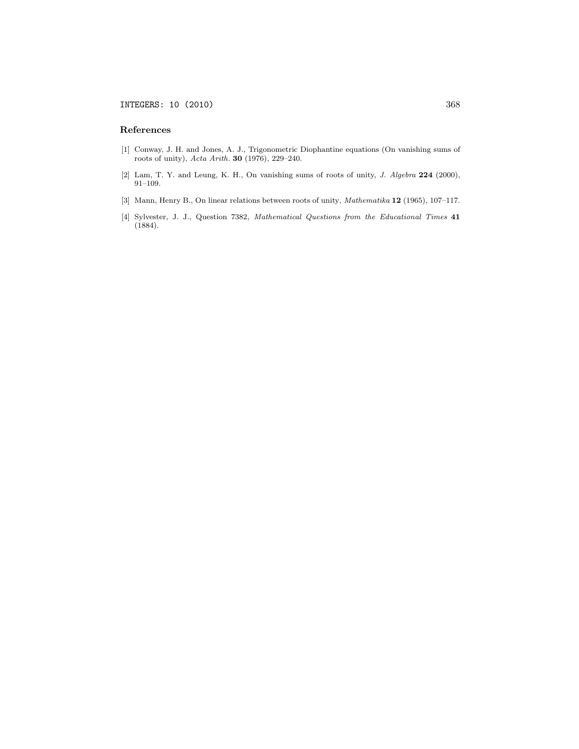## References

[1] Conway, J. H. and Jones, A. J., Trigonometric Diophantine equations (On vanishing sums of roots of unity), *Acta Arith.* **30** (1976), 229–240.

[2] Lam, T. Y. and Leung, K. H., On vanishing sums of roots of unity, *J. Algebra* **224** (2000), 91–109.

[3] Mann, Henry B., On linear relations between roots of unity, *Mathematika* **12** (1965), 107–117.

[4] Sylvester, J. J., Question 7382, *Mathematical Questions from the Educational Times* **41** (1884).